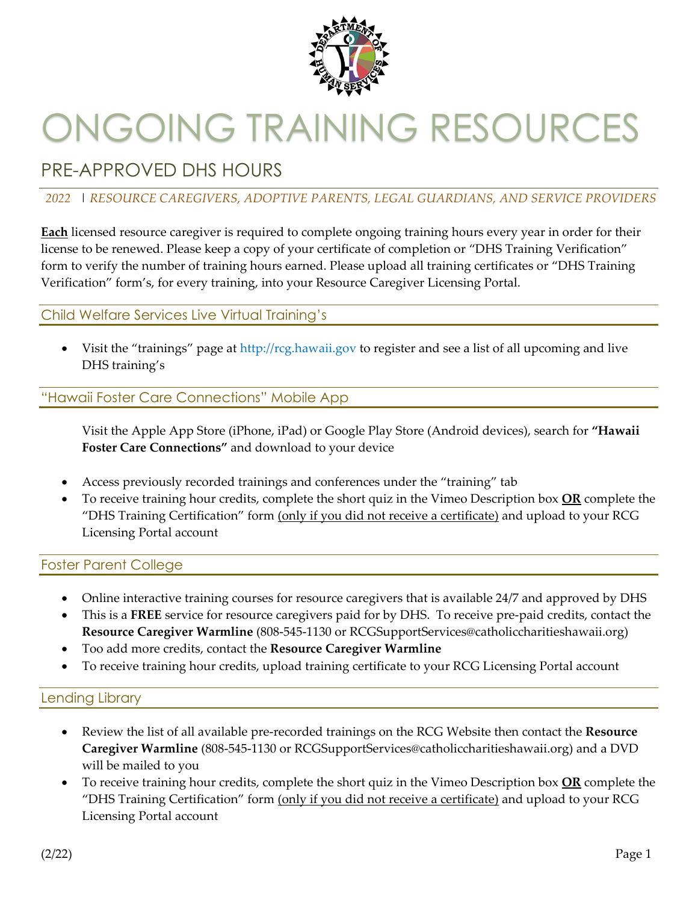# ONGOING TRAINING RESOURCES

## PRE-APPROVED DHS HOURS

*2022 | RESOURCE CAREGIVERS, ADOPTIVE PARENTS, LEGAL GUARDIANS, AND SERVICE PROVIDERS*

**Each** licensed resource caregiver is required to complete ongoing training hours every year in order for their license to be renewed. Please keep a copy of your certificate of completion or "DHS Training Verification" form to verify the number of training hours earned. Please upload all training certificates or "DHS Training Verification" form's, for every training, into your Resource Caregiver Licensing Portal.

### Child Welfare Services Live Virtual Training's

- Visit the "trainings" page at http://rcg.hawaii.gov to register and see a list of all upcoming and live DHS training's

### "Hawaii Foster Care Connections" Mobile App

Visit the Apple App Store (iPhone, iPad) or Google Play Store (Android devices), search for **"Hawaii Foster Care Connections"** and download to your device

- Access previously recorded trainings and conferences under the "training" tab
- To receive training hour credits, complete the short quiz in the Vimeo Description box **OR** complete the "DHS Training Certification" form (only if you did not receive a certificate) and upload to your RCG Licensing Portal account

### Foster Parent College

- Online interactive training courses for resource caregivers that is available 24/7 and approved by DHS
- This is a **FREE** service for resource caregivers paid for by DHS. To receive pre-paid credits, contact the **Resource Caregiver Warmline** (808-545-1130 or RCGSupportServices@catholiccharitieshawaii.org)
- Too add more credits, contact the **Resource Caregiver Warmline**
- To receive training hour credits, upload training certificate to your RCG Licensing Portal account

### Lending Library

- Review the list of all available pre-recorded trainings on the RCG Website then contact the **Resource Caregiver Warmline** (808-545-1130 or RCGSupportServices@catholiccharitieshawaii.org) and a DVD will be mailed to you
- To receive training hour credits, complete the short quiz in the Vimeo Description box **OR** complete the "DHS Training Certification" form (only if you did not receive a certificate) and upload to your RCG Licensing Portal account

(2/22)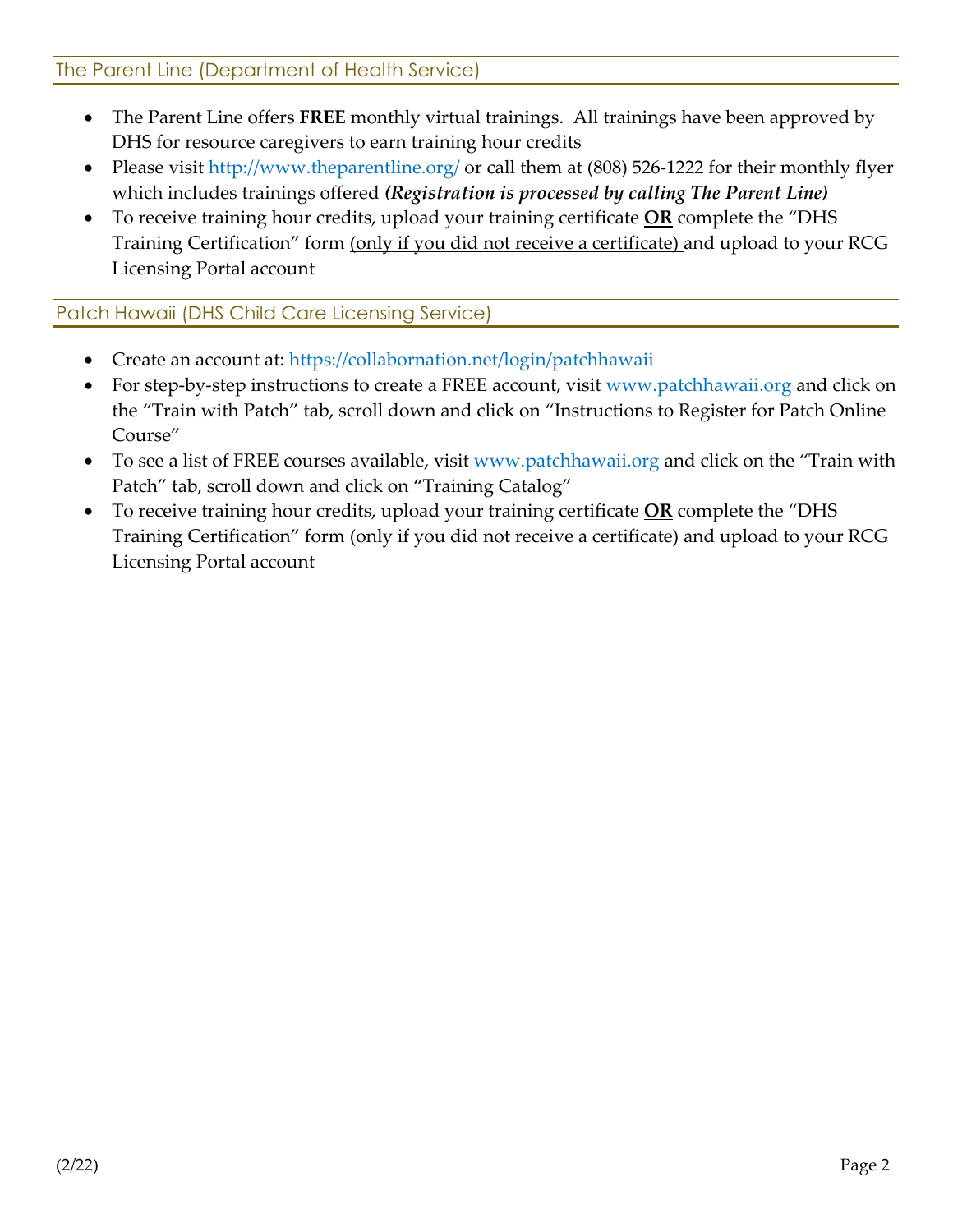## The Parent Line (Department of Health Service)

- The Parent Line offers **FREE** monthly virtual trainings. All trainings have been approved by DHS for resource caregivers to earn training hour credits
- Please visit http://www.theparentline.org/ or call them at (808) 526-1222 for their monthly flyer which includes trainings offered ***(Registration is processed by calling The Parent Line)***
- To receive training hour credits, upload your training certificate **OR** complete the "DHS Training Certification" form (only if you did not receive a certificate) and upload to your RCG Licensing Portal account

## Patch Hawaii (DHS Child Care Licensing Service)

- Create an account at: https://collabornation.net/login/patchhawaii
- For step-by-step instructions to create a FREE account, visit www.patchhawaii.org and click on the "Train with Patch" tab, scroll down and click on "Instructions to Register for Patch Online Course"
- To see a list of FREE courses available, visit www.patchhawaii.org and click on the "Train with Patch" tab, scroll down and click on "Training Catalog"
- To receive training hour credits, upload your training certificate **OR** complete the "DHS Training Certification" form (only if you did not receive a certificate) and upload to your RCG Licensing Portal account

(2/22)